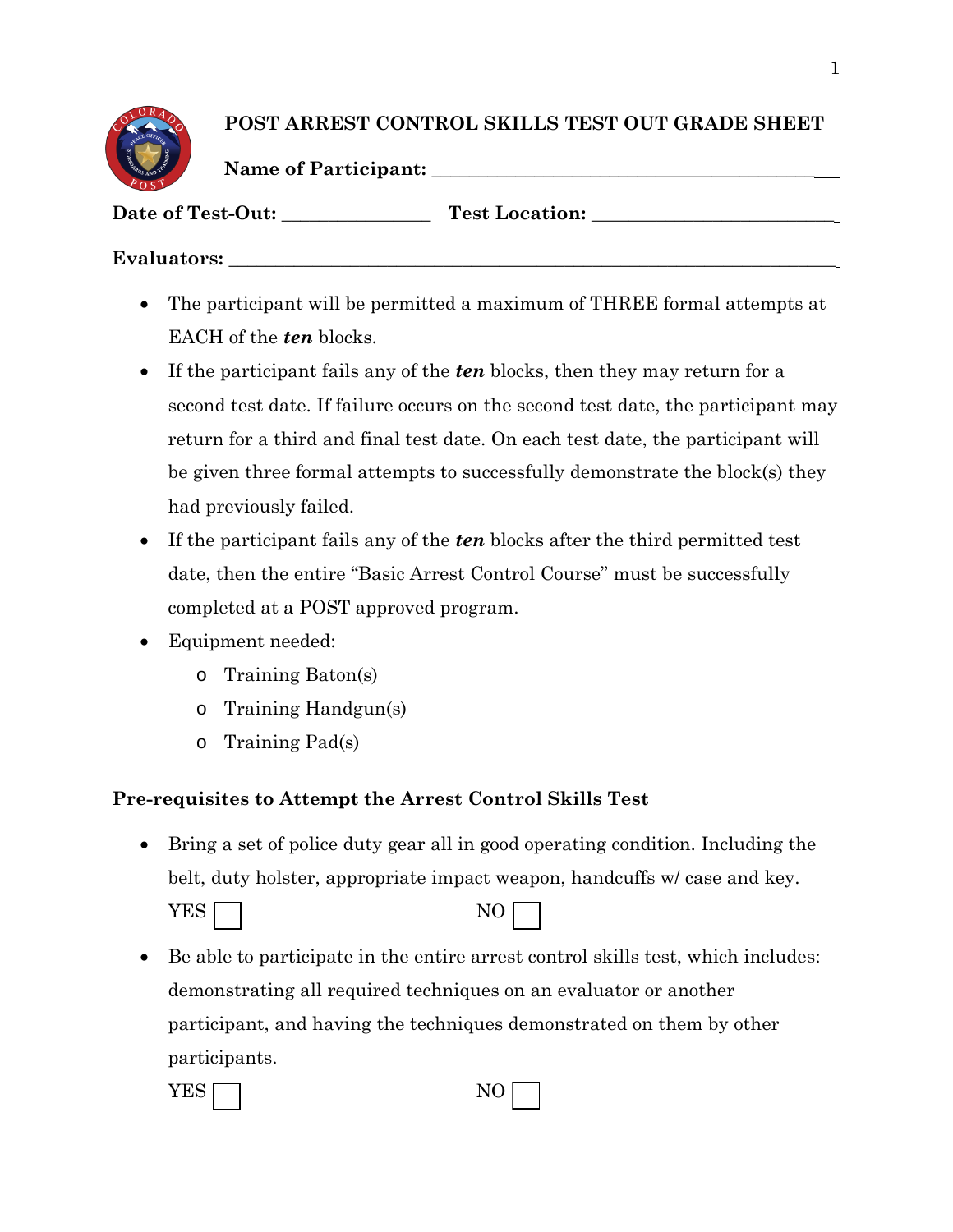# POST ARREST CONTROL SKILLS TEST OUT GRADE SHEET

**Name of Participant:** ___________________________________________

**Date of Test-Out:** ________________ **Test Location:** ___________________________

**Evaluators:** ___________________________________________________________________

- The participant will be permitted a maximum of THREE formal attempts at EACH of the ***ten*** blocks.
- If the participant fails any of the ***ten*** blocks, then they may return for a second test date. If failure occurs on the second test date, the participant may return for a third and final test date. On each test date, the participant will be given three formal attempts to successfully demonstrate the block(s) they had previously failed.
- If the participant fails any of the ***ten*** blocks after the third permitted test date, then the entire "Basic Arrest Control Course" must be successfully completed at a POST approved program.
- Equipment needed:
    - Training Baton(s)
    - Training Handgun(s)
    - Training Pad(s)

**<u>Pre-requisites to Attempt the Arrest Control Skills Test</u>**

- Bring a set of police duty gear all in good operating condition. Including the belt, duty holster, appropriate impact weapon, handcuffs w/ case and key.

  YES ☐ NO ☐

- Be able to participate in the entire arrest control skills test, which includes: demonstrating all required techniques on an evaluator or another participant, and having the techniques demonstrated on them by other participants.

  YES ☐ NO ☐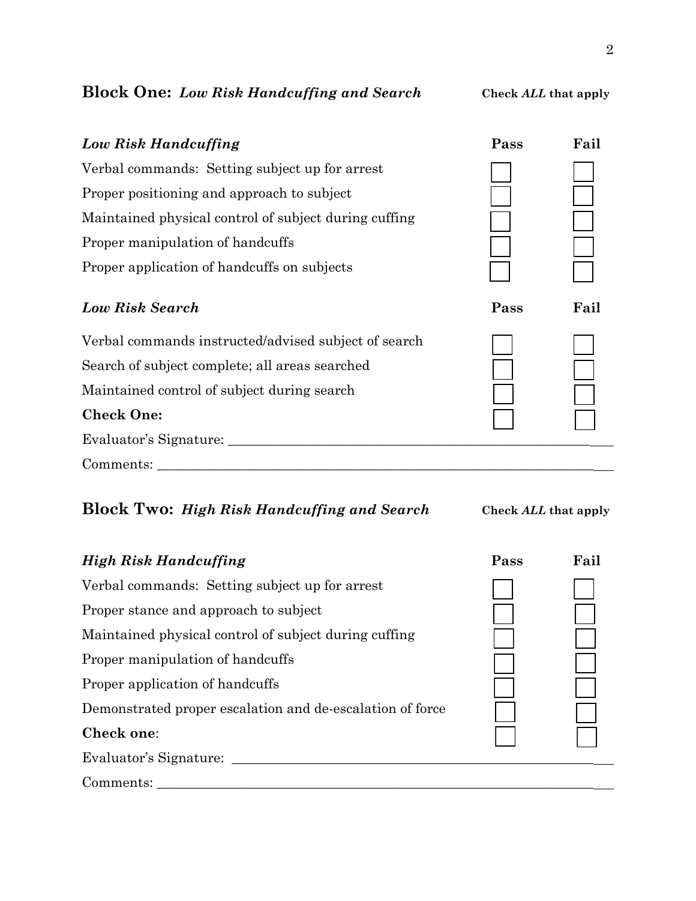## **Block One:** *Low Risk Handcuffing and Search*

**Check *ALL* that apply**

| ***Low Risk Handcuffing*** | **Pass** | **Fail** |
|---|---|---|
| Verbal commands: Setting subject up for arrest | ☐ | ☐ |
| Proper positioning and approach to subject | ☐ | ☐ |
| Maintained physical control of subject during cuffing | ☐ | ☐ |
| Proper manipulation of handcuffs | ☐ | ☐ |
| Proper application of handcuffs on subjects | ☐ | ☐ |

| ***Low Risk Search*** | **Pass** | **Fail** |
|---|---|---|
| Verbal commands instructed/advised subject of search | ☐ | ☐ |
| Search of subject complete; all areas searched | ☐ | ☐ |
| Maintained control of subject during search | ☐ | ☐ |
| **Check One:** | ☐ | ☐ |

Evaluator's Signature: ____________________________________________________________

Comments: _______________________________________________________________________

## **Block Two:** *High Risk Handcuffing and Search*

**Check *ALL* that apply**

| ***High Risk Handcuffing*** | **Pass** | **Fail** |
|---|---|---|
| Verbal commands: Setting subject up for arrest | ☐ | ☐ |
| Proper stance and approach to subject | ☐ | ☐ |
| Maintained physical control of subject during cuffing | ☐ | ☐ |
| Proper manipulation of handcuffs | ☐ | ☐ |
| Proper application of handcuffs | ☐ | ☐ |
| Demonstrated proper escalation and de-escalation of force | ☐ | ☐ |
| **Check one**: | ☐ | ☐ |

Evaluator's Signature: ____________________________________________________________

Comments: _______________________________________________________________________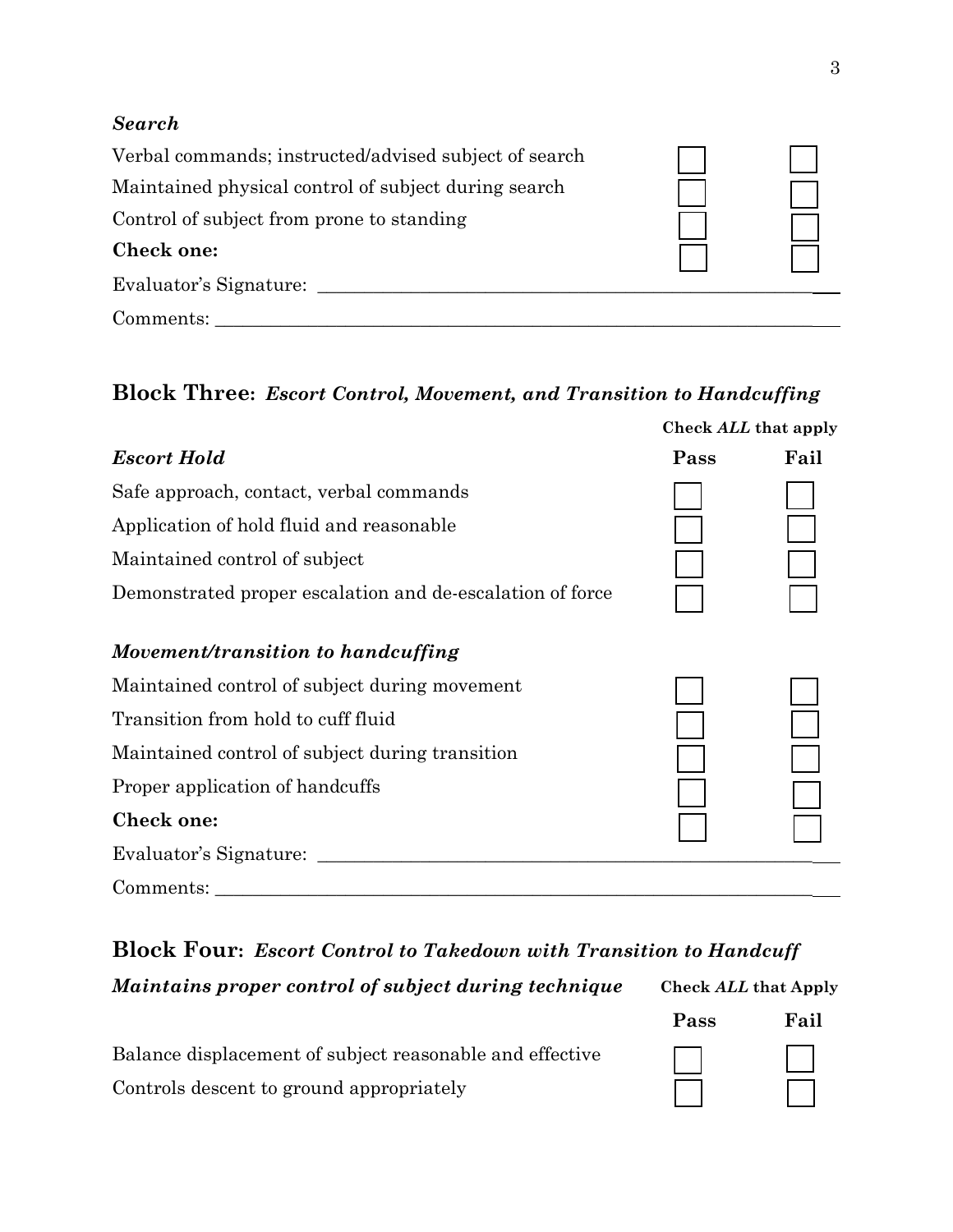### *Search*

| | | |
|---|---|---|
| Verbal commands; instructed/advised subject of search | ☐ | ☐ |
| Maintained physical control of subject during search | ☐ | ☐ |
| Control of subject from prone to standing | ☐ | ☐ |
| **Check one:** | ☐ | ☐ |

Evaluator's Signature: ____________________________________________________________

Comments: ____________________________________________________________

## Block Three: *Escort Control, Movement, and Transition to Handcuffing*

**Check *ALL* that apply**

| ***Escort Hold*** | **Pass** | **Fail** |
|---|---|---|
| Safe approach, contact, verbal commands | ☐ | ☐ |
| Application of hold fluid and reasonable | ☐ | ☐ |
| Maintained control of subject | ☐ | ☐ |
| Demonstrated proper escalation and de-escalation of force | ☐ | ☐ |
| ***Movement/transition to handcuffing*** | | |
| Maintained control of subject during movement | ☐ | ☐ |
| Transition from hold to cuff fluid | ☐ | ☐ |
| Maintained control of subject during transition | ☐ | ☐ |
| Proper application of handcuffs | ☐ | ☐ |
| **Check one:** | ☐ | ☐ |

Evaluator's Signature: ____________________________________________________________

Comments: ____________________________________________________________

## Block Four: *Escort Control to Takedown with Transition to Handcuff*

***Maintains proper control of subject during technique*** **Check *ALL* that Apply**

| | **Pass** | **Fail** |
|---|---|---|
| Balance displacement of subject reasonable and effective | ☐ | ☐ |
| Controls descent to ground appropriately | ☐ | ☐ |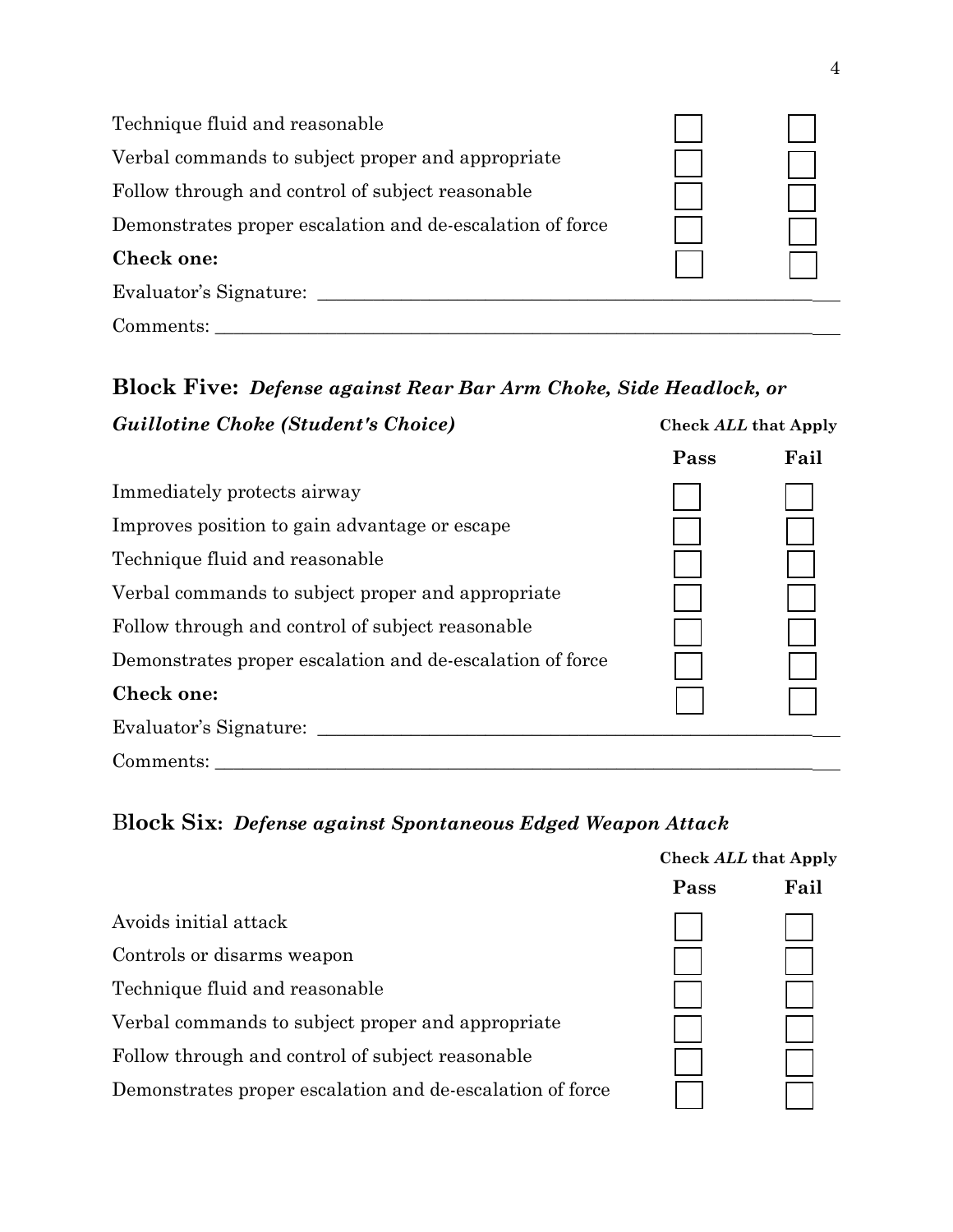| | | |
|---|---|---|
| Technique fluid and reasonable | ☐ | ☐ |
| Verbal commands to subject proper and appropriate | ☐ | ☐ |
| Follow through and control of subject reasonable | ☐ | ☐ |
| Demonstrates proper escalation and de-escalation of force | ☐ | ☐ |
| **Check one:** | ☐ | ☐ |

Evaluator's Signature: ____________________________________________________________

Comments: ______________________________________________________________________

## Block Five: *Defense against Rear Bar Arm Choke, Side Headlock, or Guillotine Choke (Student's Choice)*

**Check *ALL* that Apply**

| | **Pass** | **Fail** |
|---|---|---|
| Immediately protects airway | ☐ | ☐ |
| Improves position to gain advantage or escape | ☐ | ☐ |
| Technique fluid and reasonable | ☐ | ☐ |
| Verbal commands to subject proper and appropriate | ☐ | ☐ |
| Follow through and control of subject reasonable | ☐ | ☐ |
| Demonstrates proper escalation and de-escalation of force | ☐ | ☐ |
| **Check one:** | ☐ | ☐ |

Evaluator's Signature: ____________________________________________________________

Comments: ______________________________________________________________________

## Block Six: *Defense against Spontaneous Edged Weapon Attack*

**Check *ALL* that Apply**

| | **Pass** | **Fail** |
|---|---|---|
| Avoids initial attack | ☐ | ☐ |
| Controls or disarms weapon | ☐ | ☐ |
| Technique fluid and reasonable | ☐ | ☐ |
| Verbal commands to subject proper and appropriate | ☐ | ☐ |
| Follow through and control of subject reasonable | ☐ | ☐ |
| Demonstrates proper escalation and de-escalation of force | ☐ | ☐ |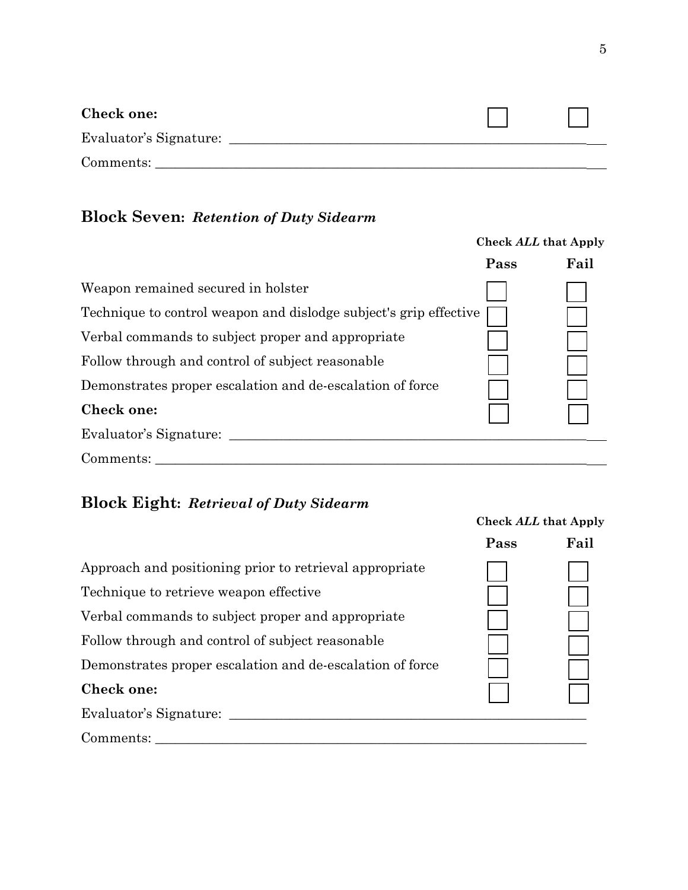| **Check one:** | ☐ | ☐ |
|---|---|---|

Evaluator's Signature: ___________________________________________________________

Comments: _______________________________________________________________________

## Block Seven: *Retention of Duty Sidearm*

| | **Check *ALL* that Apply** | |
|---|---|---|
| | **Pass** | **Fail** |
| Weapon remained secured in holster | ☐ | ☐ |
| Technique to control weapon and dislodge subject's grip effective | ☐ | ☐ |
| Verbal commands to subject proper and appropriate | ☐ | ☐ |
| Follow through and control of subject reasonable | ☐ | ☐ |
| Demonstrates proper escalation and de-escalation of force | ☐ | ☐ |
| **Check one:** | ☐ | ☐ |

Evaluator's Signature: ___________________________________________________________

Comments: _______________________________________________________________________

## Block Eight: *Retrieval of Duty Sidearm*

| | **Check *ALL* that Apply** | |
|---|---|---|
| | **Pass** | **Fail** |
| Approach and positioning prior to retrieval appropriate | ☐ | ☐ |
| Technique to retrieve weapon effective | ☐ | ☐ |
| Verbal commands to subject proper and appropriate | ☐ | ☐ |
| Follow through and control of subject reasonable | ☐ | ☐ |
| Demonstrates proper escalation and de-escalation of force | ☐ | ☐ |
| **Check one:** | ☐ | ☐ |

Evaluator's Signature: ___________________________________________________________

Comments: _______________________________________________________________________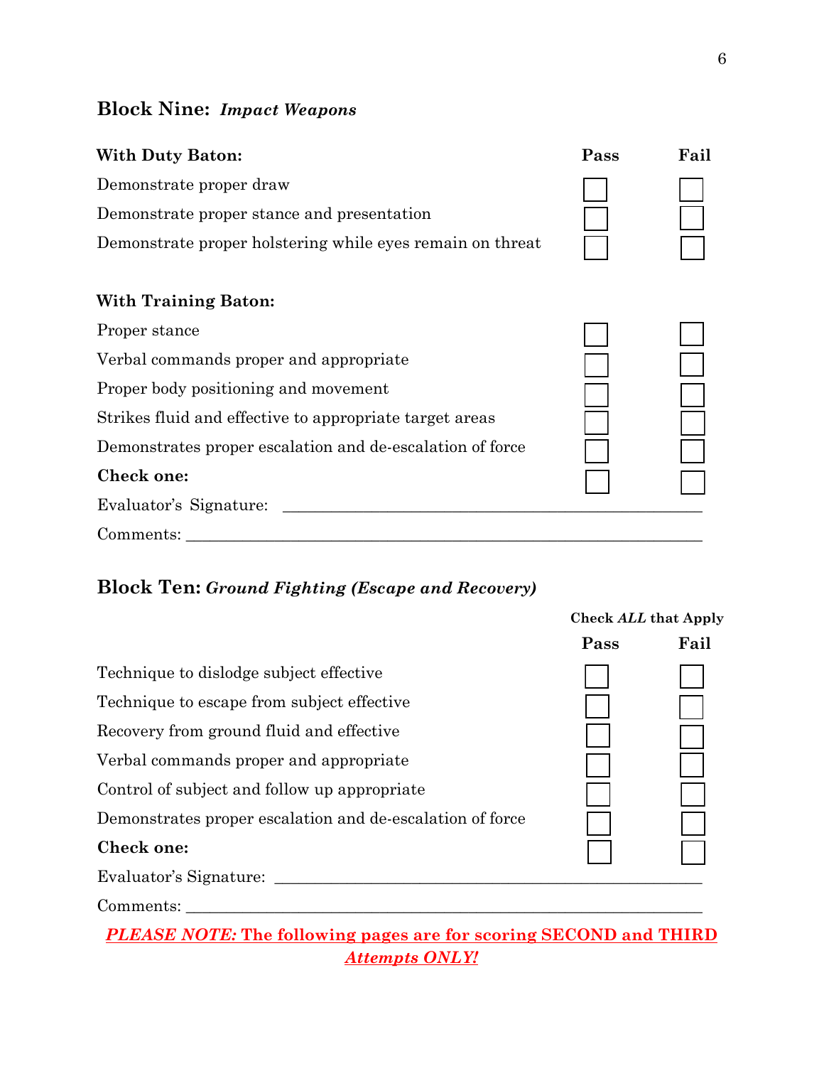## Block Nine: *Impact Weapons*

| **With Duty Baton:** | **Pass** | **Fail** |
|---|---|---|
| Demonstrate proper draw | ☐ | ☐ |
| Demonstrate proper stance and presentation | ☐ | ☐ |
| Demonstrate proper holstering while eyes remain on threat | ☐ | ☐ |

| **With Training Baton:** | | |
|---|---|---|
| Proper stance | ☐ | ☐ |
| Verbal commands proper and appropriate | ☐ | ☐ |
| Proper body positioning and movement | ☐ | ☐ |
| Strikes fluid and effective to appropriate target areas | ☐ | ☐ |
| Demonstrates proper escalation and de-escalation of force | ☐ | ☐ |
| **Check one:** | ☐ | ☐ |

Evaluator's Signature: ______________________________________________

Comments: ______________________________________________________

## Block Ten: *Ground Fighting (Escape and Recovery)*

**Check *ALL* that Apply**

| | **Pass** | **Fail** |
|---|---|---|
| Technique to dislodge subject effective | ☐ | ☐ |
| Technique to escape from subject effective | ☐ | ☐ |
| Recovery from ground fluid and effective | ☐ | ☐ |
| Verbal commands proper and appropriate | ☐ | ☐ |
| Control of subject and follow up appropriate | ☐ | ☐ |
| Demonstrates proper escalation and de-escalation of force | ☐ | ☐ |
| **Check one:** | ☐ | ☐ |

Evaluator's Signature: ______________________________________________

Comments: ______________________________________________________

***PLEASE NOTE:* The following pages are for scoring SECOND and THIRD *Attempts ONLY!***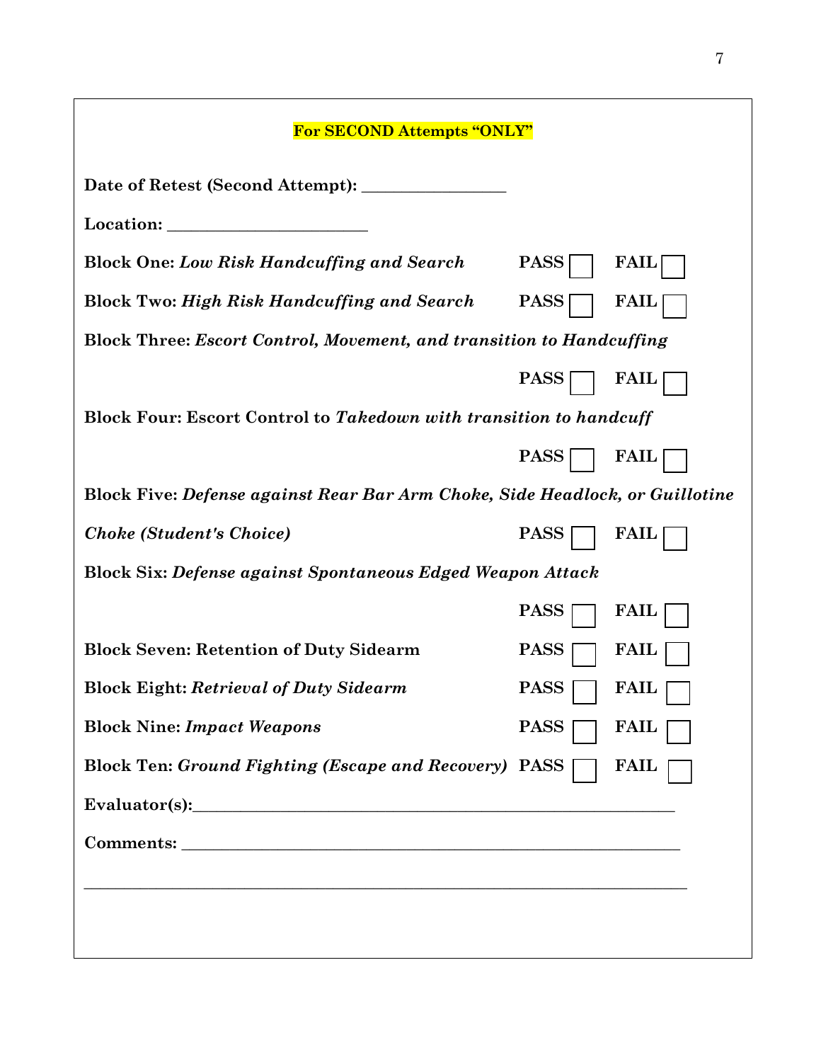**For SECOND Attempts "ONLY"**

**Date of Retest (Second Attempt):** _________________

**Location:** ________________________

**Block One:** ***Low Risk Handcuffing and Search*** **PASS** ☐ **FAIL** ☐

**Block Two:** ***High Risk Handcuffing and Search*** **PASS** ☐ **FAIL** ☐

**Block Three:** ***Escort Control, Movement, and transition to Handcuffing***

**PASS** ☐ **FAIL** ☐

**Block Four: Escort Control to** ***Takedown with transition to handcuff***

**PASS** ☐ **FAIL** ☐

**Block Five:** ***Defense against Rear Bar Arm Choke, Side Headlock, or Guillotine Choke (Student's Choice)*** **PASS** ☐ **FAIL** ☐

**Block Six:** ***Defense against Spontaneous Edged Weapon Attack***

**PASS** ☐ **FAIL** ☐

**Block Seven: Retention of Duty Sidearm** **PASS** ☐ **FAIL** ☐

**Block Eight:** ***Retrieval of Duty Sidearm*** **PASS** ☐ **FAIL** ☐

**Block Nine:** ***Impact Weapons*** **PASS** ☐ **FAIL** ☐

**Block Ten:** ***Ground Fighting (Escape and Recovery)*** **PASS** ☐ **FAIL** ☐

**Evaluator(s):**_____________________________________________________________

**Comments:** ________________________________________________________________

______________________________________________________________________________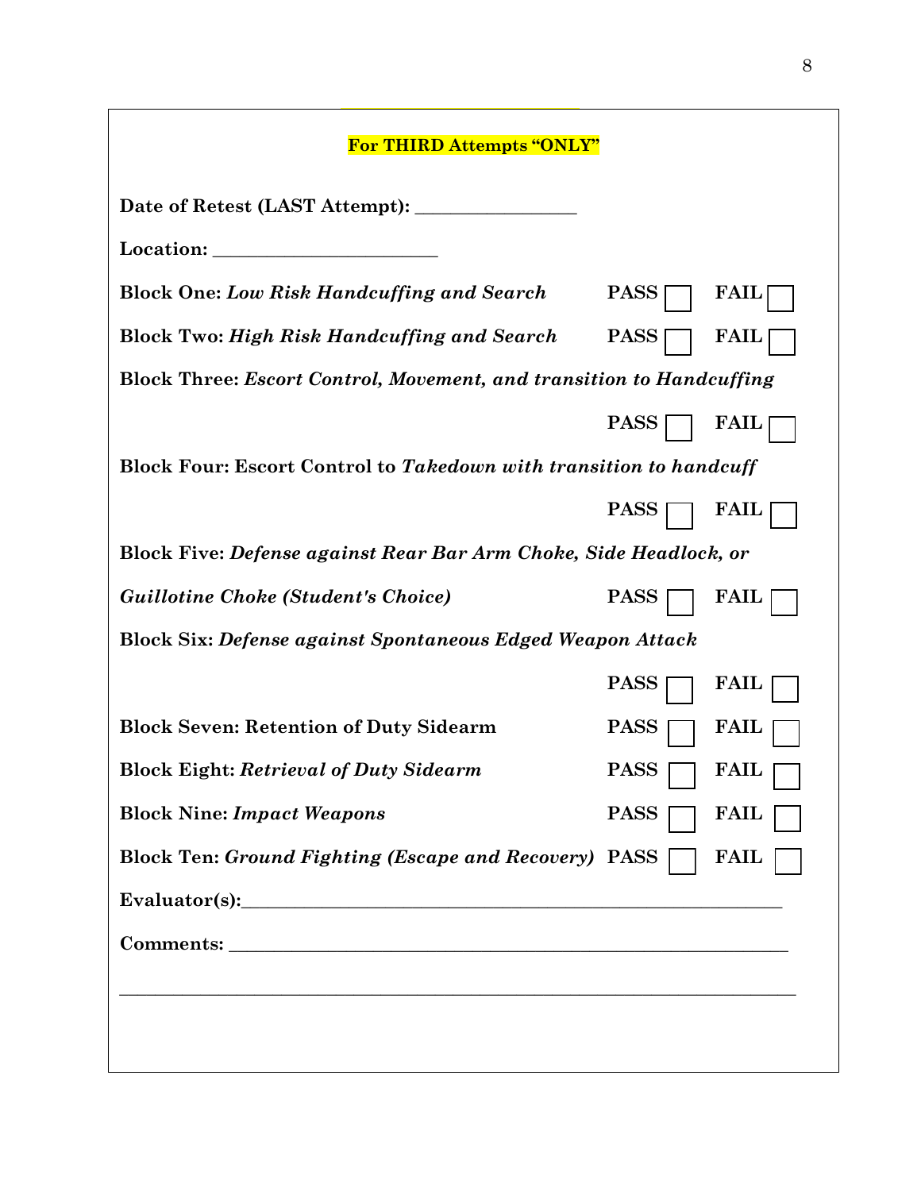**For THIRD Attempts "ONLY"**

**Date of Retest (LAST Attempt):** _________________

**Location:** ________________________

| | | |
|---|---|---|
| **Block One:** ***Low Risk Handcuffing and Search*** | **PASS** ☐ | **FAIL** ☐ |
| **Block Two:** ***High Risk Handcuffing and Search*** | **PASS** ☐ | **FAIL** ☐ |
| **Block Three:** ***Escort Control, Movement, and transition to Handcuffing*** | **PASS** ☐ | **FAIL** ☐ |
| **Block Four: Escort Control to** ***Takedown with transition to handcuff*** | **PASS** ☐ | **FAIL** ☐ |
| **Block Five:** ***Defense against Rear Bar Arm Choke, Side Headlock, or Guillotine Choke (Student's Choice)*** | **PASS** ☐ | **FAIL** ☐ |
| **Block Six:** ***Defense against Spontaneous Edged Weapon Attack*** | **PASS** ☐ | **FAIL** ☐ |
| **Block Seven: Retention of Duty Sidearm** | **PASS** ☐ | **FAIL** ☐ |
| **Block Eight:** ***Retrieval of Duty Sidearm*** | **PASS** ☐ | **FAIL** ☐ |
| **Block Nine:** ***Impact Weapons*** | **PASS** ☐ | **FAIL** ☐ |
| **Block Ten:** ***Ground Fighting (Escape and Recovery)*** | **PASS** ☐ | **FAIL** ☐ |

**Evaluator(s):**____________________________________________________________

**Comments:** ______________________________________________________________

_________________________________________________________________________